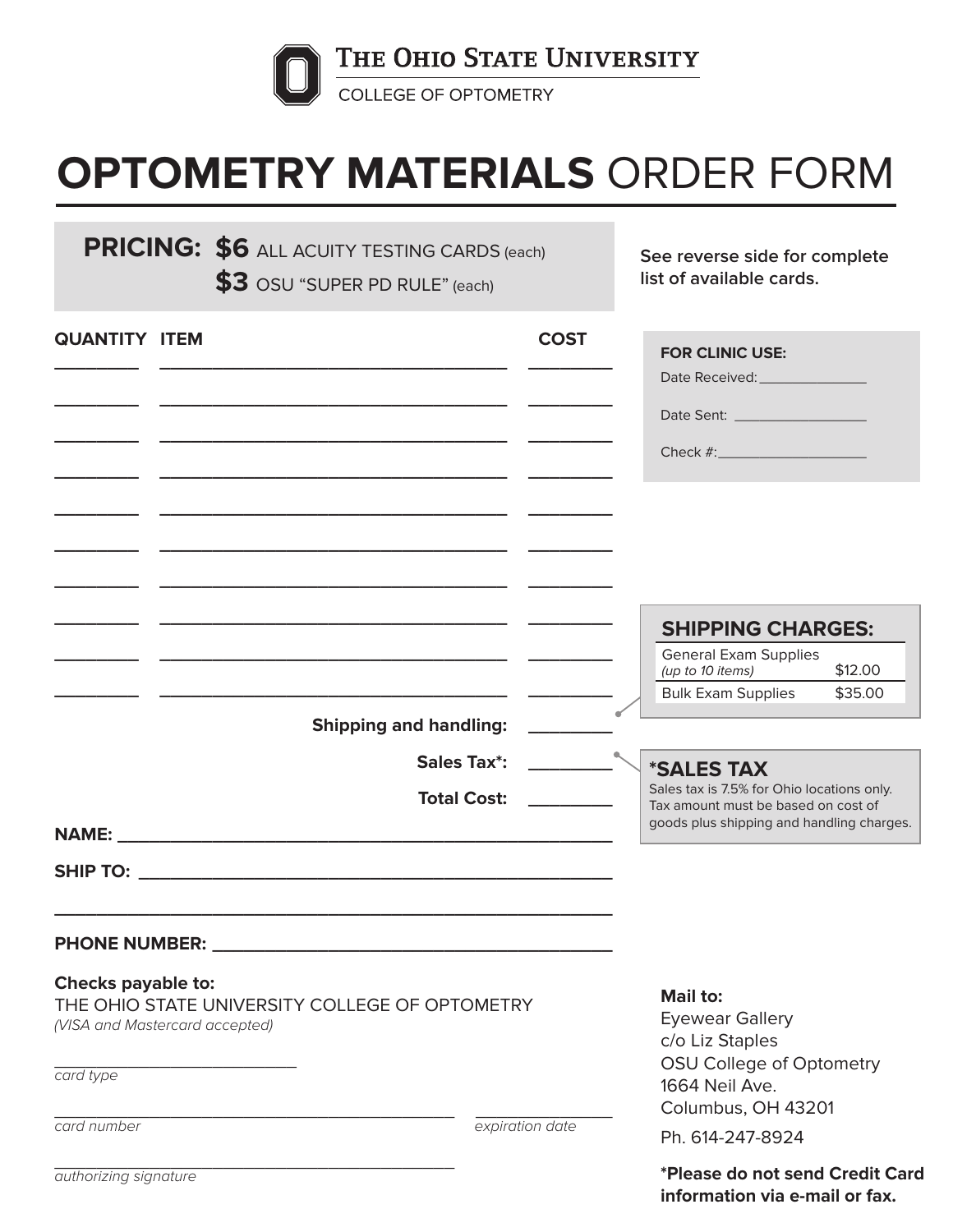THE OHIO STATE UNIVERSITY

COLLEGE OF OPTOMETRY

# **OPTOMETRY MATERIALS** ORDER FORM

**PRICING: $6** ALL ACUITY TESTING CARDS (each)
**$3** OSU "SUPER PD RULE" (each)

**See reverse side for complete list of available cards.**

| QUANTITY | ITEM | COST |
|---|---|---|
| ________ | ________________________________ | ________ |
| ________ | ________________________________ | ________ |
| ________ | ________________________________ | ________ |
| ________ | ________________________________ | ________ |
| ________ | ________________________________ | ________ |
| ________ | ________________________________ | ________ |
| ________ | ________________________________ | ________ |
| ________ | ________________________________ | ________ |
| ________ | ________________________________ | ________ |
| ________ | ________________________________ | ________ |
| | **Shipping and handling:** | ________ |
| | **Sales Tax*:** | ________ |
| | **Total Cost:** | ________ |

**FOR CLINIC USE:**

Date Received: ______________

Date Sent: ________________

Check #: __________________

**SHIPPING CHARGES:**

| | |
|---|---|
| General Exam Supplies *(up to 10 items)* | $12.00 |
| Bulk Exam Supplies | $35.00 |

**\*SALES TAX**

Sales tax is 7.5% for Ohio locations only. Tax amount must be based on cost of goods plus shipping and handling charges.

**NAME:** ______________________________________________

**SHIP TO:** ______________________________________________

______________________________________________

**PHONE NUMBER:** ______________________________________

**Checks payable to:**
THE OHIO STATE UNIVERSITY COLLEGE OF OPTOMETRY
*(VISA and Mastercard accepted)*

______________________
*card type*

______________________________________ ______________
*card number* *expiration date*

______________________________________
*authorizing signature*

**Mail to:**
Eyewear Gallery
c/o Liz Staples
OSU College of Optometry
1664 Neil Ave.
Columbus, OH 43201

Ph. 614-247-8924

**\*Please do not send Credit Card information via e-mail or fax.**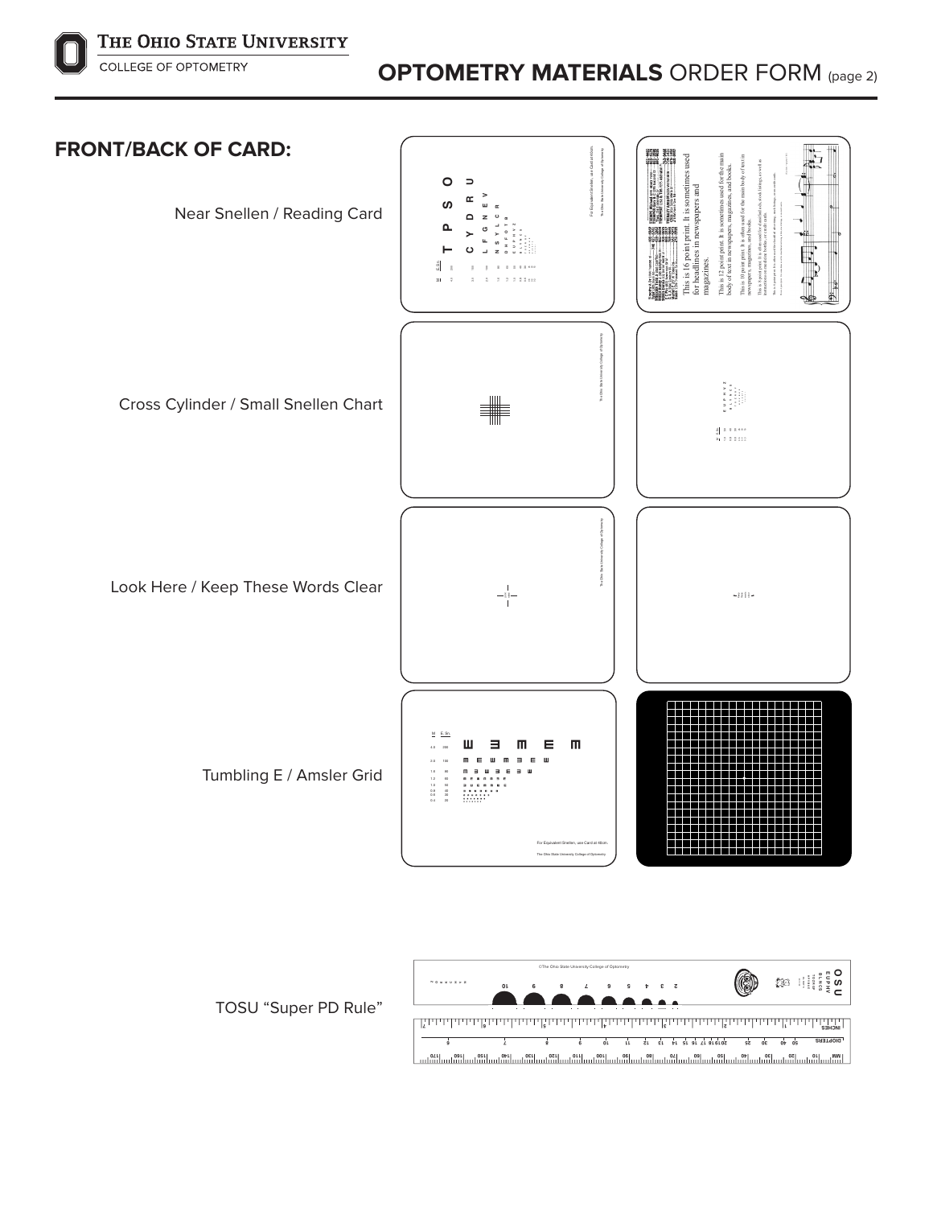# OPTOMETRY MATERIALS ORDER FORM (page 2)

## FRONT/BACK OF CARD:

Near Snellen / Reading Card

Cross Cylinder / Small Snellen Chart

Look Here / Keep These Words Clear

Tumbling E / Amsler Grid

TOSU "Super PD Rule"